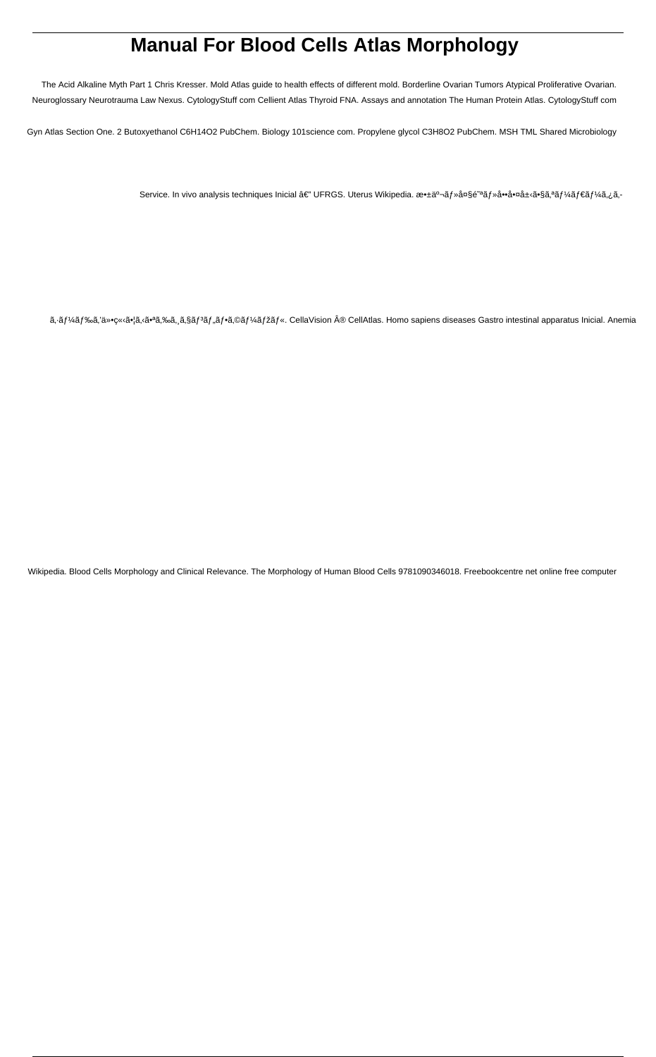# Manual For Blood Cells Atlas Morphology

The Acid Alkaline Myth Part 1 Chris Kresser. Mold Atlas guide to health effects of different mold. Borderline Ovarian Tumors Atypical Proliferative Ovarian. Neuroglossary Neurotrauma Law Nexus. CytologyStuff com Cellient Atlas Thyroid FNA. Assays and annotation The Human Protein Atlas. CytologyStuff com Gyn Atlas Section One. 2 Butoxyethanol C6H14O2 PubChem. Biology 101science com. Propylene glycol C3H8O2 PubChem. MSH TML Shared Microbiology Service. In vivo analysis techniques Inicial â€" UFRGS. Uterus Wikipedia. æ•±äº¬ãƒ»å¤§é˜ªãƒ»å••å¤å±‹ã•§ã‚ªãƒ¼ãƒ€ãƒ¼ã‚¿ã‚·ãƒ¼ãƒ‰ã'ä»•ç«‹ã•¦ã‚‹ã•ªã‚‰ã‚¸ã‚§ãƒ³ãƒ„ãƒ•ã‚©ãƒ¼ãƒžãƒ«. CellaVision Â® CellAtlas. Homo sapiens diseases Gastro intestinal apparatus Inicial. Anemia Wikipedia. Blood Cells Morphology and Clinical Relevance. The Morphology of Human Blood Cells 9781090346018. Freebookcentre net online free computer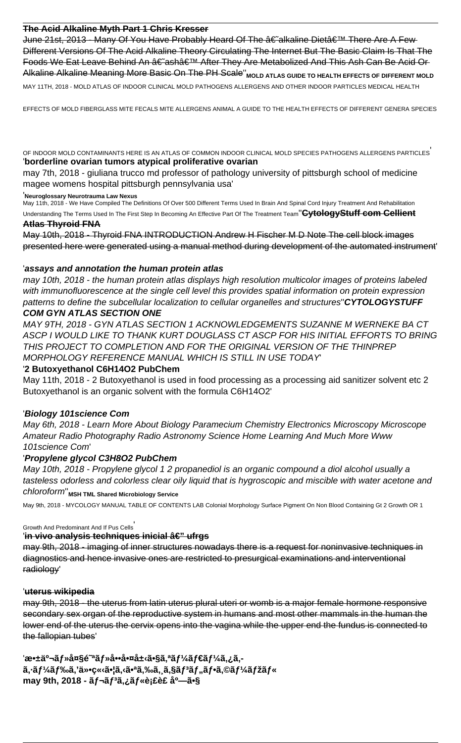**The Acid Alkaline Myth Part 1 Chris Kresser**

~~June 21st, 2013 - Many Of You Have Probably Heard Of The â€˜alkaline Dietâ€™ There Are A Few Different Versions Of The Acid Alkaline Theory Circulating The Internet But The Basic Claim Is That The Foods We Eat Leave Behind An â€˜ashâ€™ After They Are Metabolized And This Ash Can Be Acid Or Alkaline Alkaline Meaning More Basic On The PH Scale~~''MOLD ATLAS GUIDE TO HEALTH EFFECTS OF DIFFERENT MOLD

MAY 11TH, 2018 - MOLD ATLAS OF INDOOR CLINICAL MOLD PATHOGENS ALLERGENS AND OTHER INDOOR PARTICLES MEDICAL HEALTH EFFECTS OF MOLD FIBERGLASS MITE FECALS MITE ALLERGENS ANIMAL A GUIDE TO THE HEALTH EFFECTS OF DIFFERENT GENERA SPECIES OF INDOOR MOLD CONTAMINANTS HERE IS AN ATLAS OF COMMON INDOOR CLINICAL MOLD SPECIES PATHOGENS ALLERGENS PARTICLES'

'**borderline ovarian tumors atypical proliferative ovarian**

may 7th, 2018 - giuliana trucco md professor of pathology university of pittsburgh school of medicine magee womens hospital pittsburgh pennsylvania usa'

'**Neuroglossary Neurotrauma Law Nexus**

May 11th, 2018 - We Have Compiled The Definitions Of Over 500 Different Terms Used In Brain And Spinal Cord Injury Treatment And Rehabilitation Understanding The Terms Used In The First Step In Becoming An Effective Part Of The Treatment Team''~~**CytologyStuff com Cellient Atlas Thyroid FNA**~~

~~May 10th, 2018 - Thyroid FNA INTRODUCTION Andrew H Fischer M D Note The cell block images presented here were generated using a manual method during development of the automated instrument'~~

'***assays and annotation the human protein atlas***

*may 10th, 2018 - the human protein atlas displays high resolution multicolor images of proteins labeled with immunofluorescence at the single cell level this provides spatial information on protein expression patterns to define the subcellular localization to cellular organelles and structures*''***CYTOLOGYSTUFF COM GYN ATLAS SECTION ONE***

*MAY 9TH, 2018 - GYN ATLAS SECTION 1 ACKNOWLEDGEMENTS SUZANNE M WERNEKE BA CT ASCP I WOULD LIKE TO THANK KURT DOUGLASS CT ASCP FOR HIS INITIAL EFFORTS TO BRING THIS PROJECT TO COMPLETION AND FOR THE ORIGINAL VERSION OF THE THINPREP MORPHOLOGY REFERENCE MANUAL WHICH IS STILL IN USE TODAY*'

'**2 Butoxyethanol C6H14O2 PubChem**

May 11th, 2018 - 2 Butoxyethanol is used in food processing as a processing aid sanitizer solvent etc 2 Butoxyethanol is an organic solvent with the formula C6H14O2'

'***Biology 101science Com***

*May 6th, 2018 - Learn More About Biology Paramecium Chemistry Electronics Microscopy Microscope Amateur Radio Photography Radio Astronomy Science Home Learning And Much More Www 101science Com*'

'***Propylene glycol C3H8O2 PubChem***

*May 10th, 2018 - Propylene glycol 1 2 propanediol is an organic compound a diol alcohol usually a tasteless odorless and colorless clear oily liquid that is hygroscopic and miscible with water acetone and chloroform*''**MSH TML Shared Microbiology Service**

May 9th, 2018 - MYCOLOGY MANUAL TABLE OF CONTENTS LAB Colonial Morphology Surface Pigment On Non Blood Containing Gt 2 Growth OR 1 Growth And Predominant And If Pus Cells'

'~~**in vivo analysis techniques inicial â€" ufrgs**~~

~~may 9th, 2018 - imaging of inner structures nowadays there is a request for noninvasive techniques in diagnostics and hence invasive ones are restricted to presurgical examinations and interventional radiology'~~

'~~**uterus wikipedia**~~

~~may 9th, 2018 - the uterus from latin uterus plural uteri or womb is a major female hormone responsive secondary sex organ of the reproductive system in humans and most other mammals in the human the lower end of the uterus the cervix opens into the vagina while the upper end the fundus is connected to the fallopian tubes'~~

'**æ•±äº¬ãƒ»å¤§é˜ªãƒ»å•å¤å±‹ã•§ã‚ªãƒ¼ãƒ€ãƒ¼ã‚¿ã‚·ãƒ£ãƒ„ã'ä»•ç«‹ã¦ã‚‹ã•ªã‚‰ã‚¸ã‚§ãƒ³ãƒ„ãƒ•ã‚©ãƒ¼ãƒžãƒ«**

**may 9th, 2018 - ãƒ¬ãƒ³ã‚¿ãƒ«è¡£è£ åº—ã•§**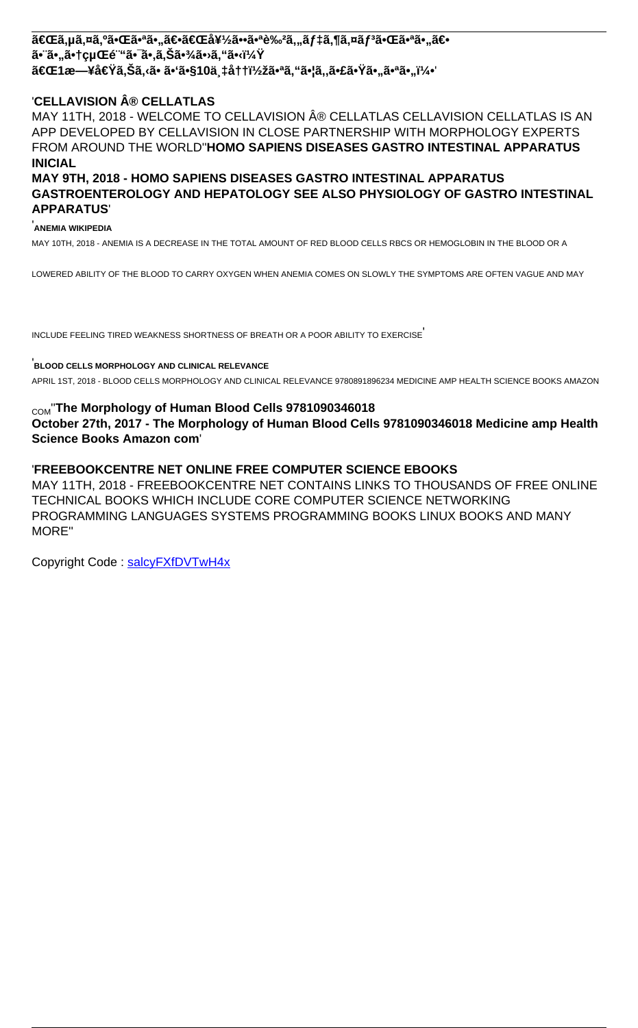**ã€Œã‚µã‚¤ã‚ºã•Œã•ªã•„ã€•ã€Œå¥½ã••ã•ªè‰²ã‚„ãƒ‡ã‚¶ã‚¤ãƒ³ã•Œã•ªã•„ã€• ã•¨ã•„ã•†çµŒé¨“ã•¯ã•‚ã‚Šã•¾ã•›ã‚"ã•‹ï¼Ÿ ã€Œ1æ—¥å€Ÿã‚Šã‚‹ã• ã•'ã•§10ä¸‡å††ï½žã•ªã‚"ã•¦ã‚‚ã•£ã•Ÿã•„ã•ªã•„ï¼•'**

## 'CELLAVISION Â® CELLATLAS

MAY 11TH, 2018 - WELCOME TO CELLAVISION Â® CELLATLAS CELLAVISION CELLATLAS IS AN APP DEVELOPED BY CELLAVISION IN CLOSE PARTNERSHIP WITH MORPHOLOGY EXPERTS FROM AROUND THE WORLD''**HOMO SAPIENS DISEASES GASTRO INTESTINAL APPARATUS INICIAL**

**MAY 9TH, 2018 - HOMO SAPIENS DISEASES GASTRO INTESTINAL APPARATUS GASTROENTEROLOGY AND HEPATOLOGY SEE ALSO PHYSIOLOGY OF GASTRO INTESTINAL APPARATUS**'

'**ANEMIA WIKIPEDIA**

MAY 10TH, 2018 - ANEMIA IS A DECREASE IN THE TOTAL AMOUNT OF RED BLOOD CELLS RBCS OR HEMOGLOBIN IN THE BLOOD OR A LOWERED ABILITY OF THE BLOOD TO CARRY OXYGEN WHEN ANEMIA COMES ON SLOWLY THE SYMPTOMS ARE OFTEN VAGUE AND MAY INCLUDE FEELING TIRED WEAKNESS SHORTNESS OF BREATH OR A POOR ABILITY TO EXERCISE'

'**BLOOD CELLS MORPHOLOGY AND CLINICAL RELEVANCE**

APRIL 1ST, 2018 - BLOOD CELLS MORPHOLOGY AND CLINICAL RELEVANCE 9780891896234 MEDICINE AMP HEALTH SCIENCE BOOKS AMAZON COM''**The Morphology of Human Blood Cells 9781090346018**

**October 27th, 2017 - The Morphology of Human Blood Cells 9781090346018 Medicine amp Health Science Books Amazon com**'

## 'FREEBOOKCENTRE NET ONLINE FREE COMPUTER SCIENCE EBOOKS

MAY 11TH, 2018 - FREEBOOKCENTRE NET CONTAINS LINKS TO THOUSANDS OF FREE ONLINE TECHNICAL BOOKS WHICH INCLUDE CORE COMPUTER SCIENCE NETWORKING PROGRAMMING LANGUAGES SYSTEMS PROGRAMMING BOOKS LINUX BOOKS AND MANY MORE''

Copyright Code : salcyFXfDVTwH4x